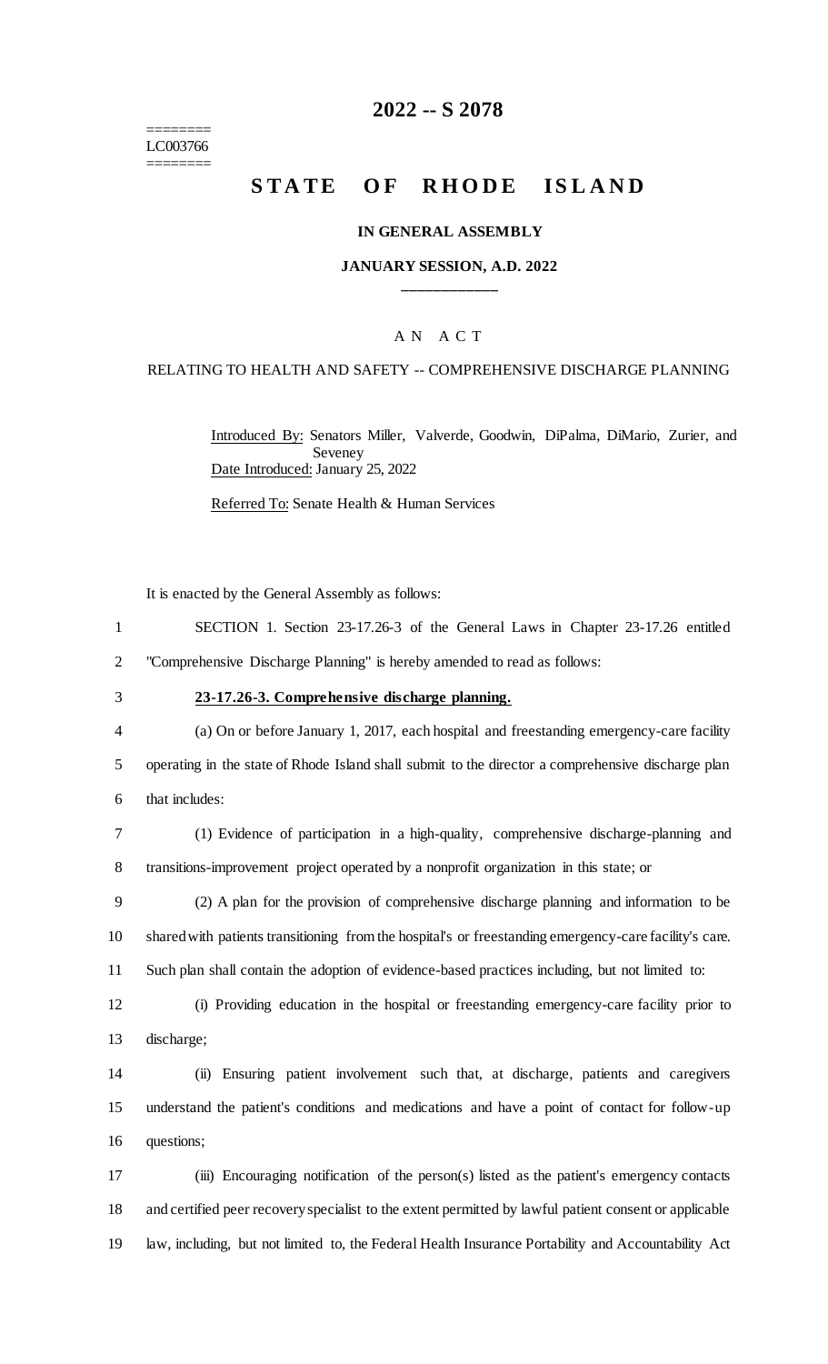========
LC003766
========

# 2022 -- S 2078

# STATE OF RHODE ISLAND

## IN GENERAL ASSEMBLY

### JANUARY SESSION, A.D. 2022

---

A N A C T

RELATING TO HEALTH AND SAFETY -- COMPREHENSIVE DISCHARGE PLANNING

Introduced By: Senators Miller, Valverde, Goodwin, DiPalma, DiMario, Zurier, and Seveney

Date Introduced: January 25, 2022

Referred To: Senate Health & Human Services

It is enacted by the General Assembly as follows:

1 SECTION 1. Section 23-17.26-3 of the General Laws in Chapter 23-17.26 entitled
2 "Comprehensive Discharge Planning" is hereby amended to read as follows:

3 **23-17.26-3. Comprehensive discharge planning.**

4 (a) On or before January 1, 2017, each hospital and freestanding emergency-care facility
5 operating in the state of Rhode Island shall submit to the director a comprehensive discharge plan
6 that includes:

7 (1) Evidence of participation in a high-quality, comprehensive discharge-planning and
8 transitions-improvement project operated by a nonprofit organization in this state; or

9 (2) A plan for the provision of comprehensive discharge planning and information to be
10 shared with patients transitioning from the hospital's or freestanding emergency-care facility's care.
11 Such plan shall contain the adoption of evidence-based practices including, but not limited to:

12 (i) Providing education in the hospital or freestanding emergency-care facility prior to
13 discharge;

14 (ii) Ensuring patient involvement such that, at discharge, patients and caregivers
15 understand the patient's conditions and medications and have a point of contact for follow-up
16 questions;

17 (iii) Encouraging notification of the person(s) listed as the patient's emergency contacts
18 and certified peer recovery specialist to the extent permitted by lawful patient consent or applicable
19 law, including, but not limited to, the Federal Health Insurance Portability and Accountability Act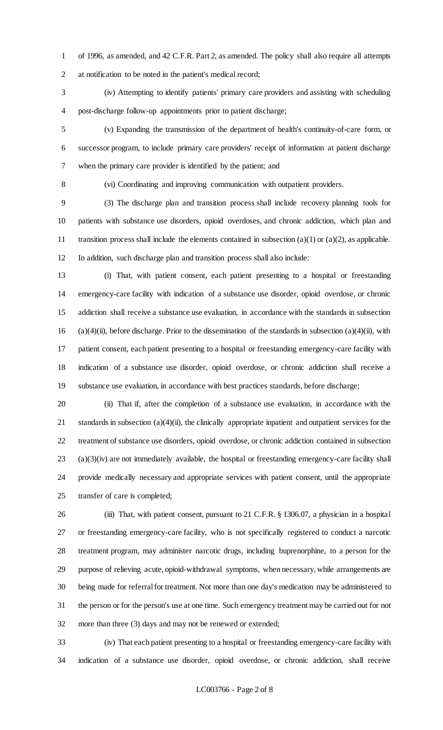of 1996, as amended, and 42 C.F.R. Part 2, as amended. The policy shall also require all attempts at notification to be noted in the patient's medical record;

(iv) Attempting to identify patients' primary care providers and assisting with scheduling post-discharge follow-up appointments prior to patient discharge;

(v) Expanding the transmission of the department of health's continuity-of-care form, or successor program, to include primary care providers' receipt of information at patient discharge when the primary care provider is identified by the patient; and

(vi) Coordinating and improving communication with outpatient providers.

(3) The discharge plan and transition process shall include recovery planning tools for patients with substance use disorders, opioid overdoses, and chronic addiction, which plan and transition process shall include the elements contained in subsection (a)(1) or (a)(2), as applicable. In addition, such discharge plan and transition process shall also include:

(i) That, with patient consent, each patient presenting to a hospital or freestanding emergency-care facility with indication of a substance use disorder, opioid overdose, or chronic addiction shall receive a substance use evaluation, in accordance with the standards in subsection (a)(4)(ii), before discharge. Prior to the dissemination of the standards in subsection (a)(4)(ii), with patient consent, each patient presenting to a hospital or freestanding emergency-care facility with indication of a substance use disorder, opioid overdose, or chronic addiction shall receive a substance use evaluation, in accordance with best practices standards, before discharge;

(ii) That if, after the completion of a substance use evaluation, in accordance with the standards in subsection (a)(4)(ii), the clinically appropriate inpatient and outpatient services for the treatment of substance use disorders, opioid overdose, or chronic addiction contained in subsection (a)(3)(iv) are not immediately available, the hospital or freestanding emergency-care facility shall provide medically necessary and appropriate services with patient consent, until the appropriate transfer of care is completed;

(iii) That, with patient consent, pursuant to 21 C.F.R. § 1306.07, a physician in a hospital or freestanding emergency-care facility, who is not specifically registered to conduct a narcotic treatment program, may administer narcotic drugs, including buprenorphine, to a person for the purpose of relieving acute, opioid-withdrawal symptoms, when necessary, while arrangements are being made for referral for treatment. Not more than one day's medication may be administered to the person or for the person's use at one time. Such emergency treatment may be carried out for not more than three (3) days and may not be renewed or extended;

(iv) That each patient presenting to a hospital or freestanding emergency-care facility with indication of a substance use disorder, opioid overdose, or chronic addiction, shall receive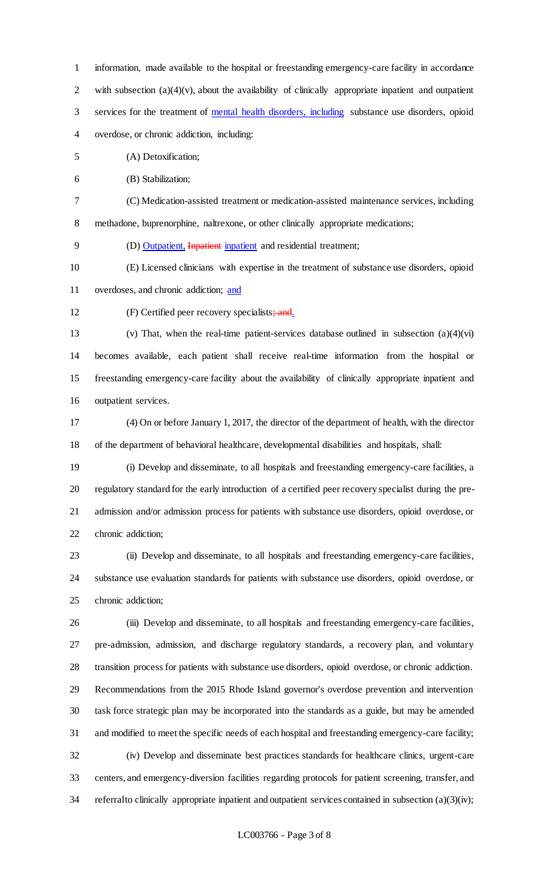information, made available to the hospital or freestanding emergency-care facility in accordance with subsection (a)(4)(v), about the availability of clinically appropriate inpatient and outpatient services for the treatment of mental health disorders, including substance use disorders, opioid overdose, or chronic addiction, including:

(A) Detoxification;

(B) Stabilization;

(C) Medication-assisted treatment or medication-assisted maintenance services, including methadone, buprenorphine, naltrexone, or other clinically appropriate medications;

(D) Outpatient, ~~Inpatient~~ inpatient and residential treatment;

(E) Licensed clinicians with expertise in the treatment of substance use disorders, opioid overdoses, and chronic addiction; and

(F) Certified peer recovery specialists~~; and~~.

(v) That, when the real-time patient-services database outlined in subsection (a)(4)(vi) becomes available, each patient shall receive real-time information from the hospital or freestanding emergency-care facility about the availability of clinically appropriate inpatient and outpatient services.

(4) On or before January 1, 2017, the director of the department of health, with the director of the department of behavioral healthcare, developmental disabilities and hospitals, shall:

(i) Develop and disseminate, to all hospitals and freestanding emergency-care facilities, a regulatory standard for the early introduction of a certified peer recovery specialist during the pre-admission and/or admission process for patients with substance use disorders, opioid overdose, or chronic addiction;

(ii) Develop and disseminate, to all hospitals and freestanding emergency-care facilities, substance use evaluation standards for patients with substance use disorders, opioid overdose, or chronic addiction;

(iii) Develop and disseminate, to all hospitals and freestanding emergency-care facilities, pre-admission, admission, and discharge regulatory standards, a recovery plan, and voluntary transition process for patients with substance use disorders, opioid overdose, or chronic addiction. Recommendations from the 2015 Rhode Island governor's overdose prevention and intervention task force strategic plan may be incorporated into the standards as a guide, but may be amended and modified to meet the specific needs of each hospital and freestanding emergency-care facility;

(iv) Develop and disseminate best practices standards for healthcare clinics, urgent-care centers, and emergency-diversion facilities regarding protocols for patient screening, transfer, and referral to clinically appropriate inpatient and outpatient services contained in subsection (a)(3)(iv);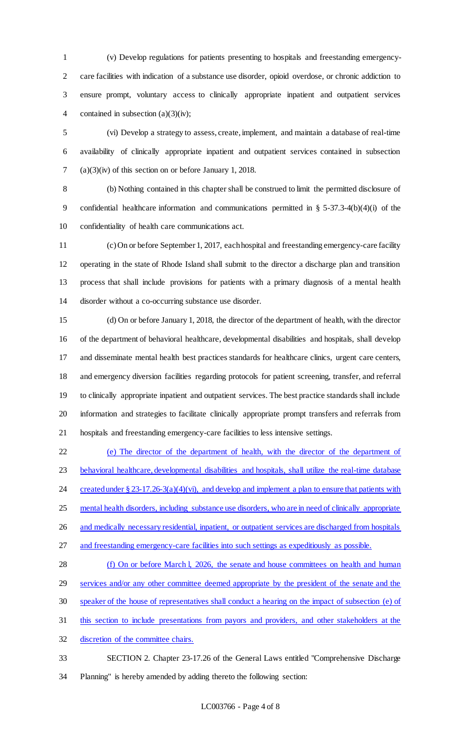(v) Develop regulations for patients presenting to hospitals and freestanding emergency-care facilities with indication of a substance use disorder, opioid overdose, or chronic addiction to ensure prompt, voluntary access to clinically appropriate inpatient and outpatient services contained in subsection (a)(3)(iv);

(vi) Develop a strategy to assess, create, implement, and maintain a database of real-time availability of clinically appropriate inpatient and outpatient services contained in subsection (a)(3)(iv) of this section on or before January 1, 2018.

(b) Nothing contained in this chapter shall be construed to limit the permitted disclosure of confidential healthcare information and communications permitted in § 5-37.3-4(b)(4)(i) of the confidentiality of health care communications act.

(c) On or before September 1, 2017, each hospital and freestanding emergency-care facility operating in the state of Rhode Island shall submit to the director a discharge plan and transition process that shall include provisions for patients with a primary diagnosis of a mental health disorder without a co-occurring substance use disorder.

(d) On or before January 1, 2018, the director of the department of health, with the director of the department of behavioral healthcare, developmental disabilities and hospitals, shall develop and disseminate mental health best practices standards for healthcare clinics, urgent care centers, and emergency diversion facilities regarding protocols for patient screening, transfer, and referral to clinically appropriate inpatient and outpatient services. The best practice standards shall include information and strategies to facilitate clinically appropriate prompt transfers and referrals from hospitals and freestanding emergency-care facilities to less intensive settings.

(e) The director of the department of health, with the director of the department of behavioral healthcare, developmental disabilities and hospitals, shall utilize the real-time database created under § 23-17.26-3(a)(4)(vi), and develop and implement a plan to ensure that patients with mental health disorders, including substance use disorders, who are in need of clinically appropriate and medically necessary residential, inpatient, or outpatient services are discharged from hospitals and freestanding emergency-care facilities into such settings as expeditiously as possible.

(f) On or before March 1, 2026, the senate and house committees on health and human services and/or any other committee deemed appropriate by the president of the senate and the speaker of the house of representatives shall conduct a hearing on the impact of subsection (e) of this section to include presentations from payors and providers, and other stakeholders at the discretion of the committee chairs.

SECTION 2. Chapter 23-17.26 of the General Laws entitled "Comprehensive Discharge Planning" is hereby amended by adding thereto the following section: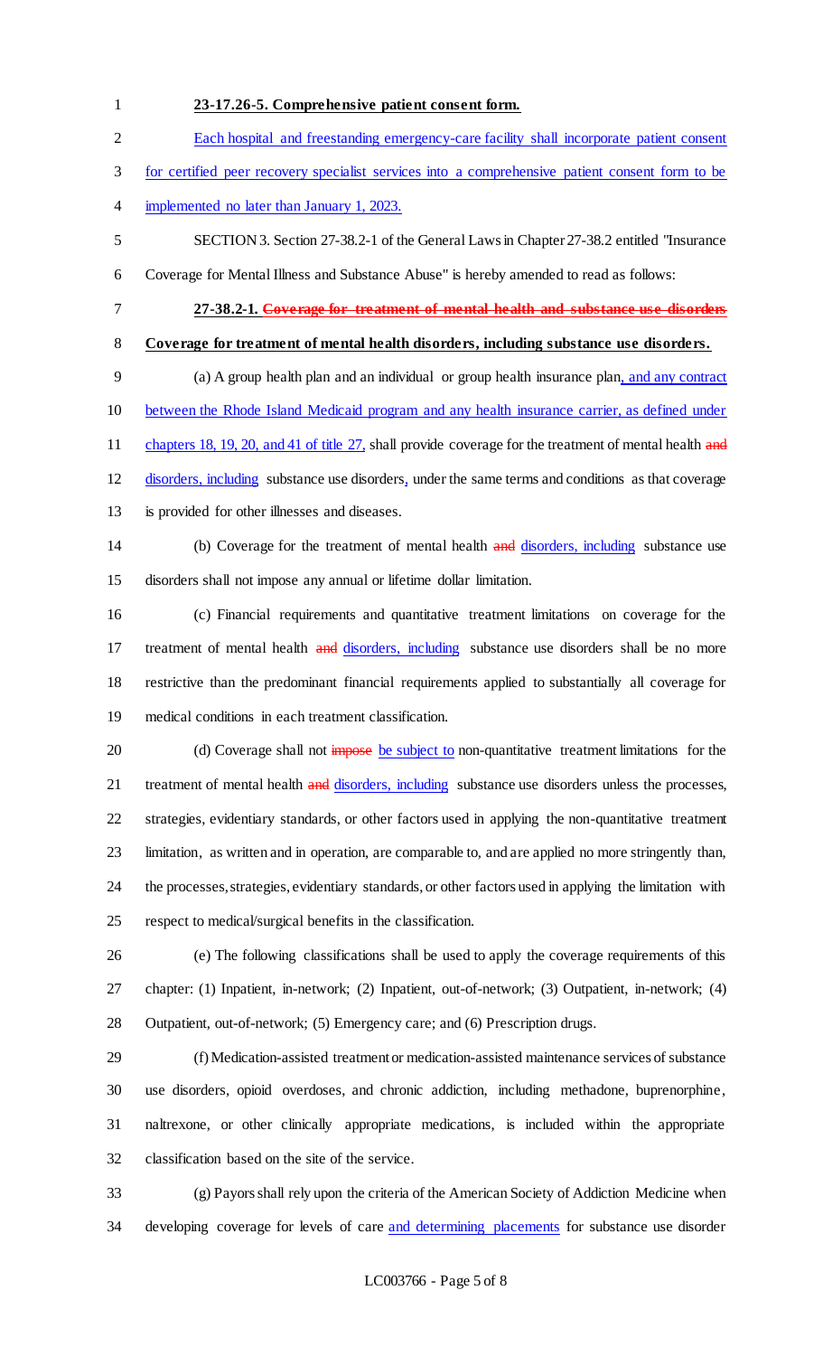**23-17.26-5. Comprehensive patient consent form.**

Each hospital and freestanding emergency-care facility shall incorporate patient consent for certified peer recovery specialist services into a comprehensive patient consent form to be implemented no later than January 1, 2023.

SECTION 3. Section 27-38.2-1 of the General Laws in Chapter 27-38.2 entitled "Insurance Coverage for Mental Illness and Substance Abuse" is hereby amended to read as follows:

**27-38.2-1.** ~~**Coverage for treatment of mental health and substance use disorders**~~ **Coverage for treatment of mental health disorders, including substance use disorders.**

(a) A group health plan and an individual or group health insurance plan, and any contract between the Rhode Island Medicaid program and any health insurance carrier, as defined under chapters 18, 19, 20, and 41 of title 27, shall provide coverage for the treatment of mental health ~~and~~ disorders, including substance use disorders, under the same terms and conditions as that coverage is provided for other illnesses and diseases.

(b) Coverage for the treatment of mental health ~~and~~ disorders, including substance use disorders shall not impose any annual or lifetime dollar limitation.

(c) Financial requirements and quantitative treatment limitations on coverage for the treatment of mental health ~~and~~ disorders, including substance use disorders shall be no more restrictive than the predominant financial requirements applied to substantially all coverage for medical conditions in each treatment classification.

(d) Coverage shall not ~~impose~~ be subject to non-quantitative treatment limitations for the treatment of mental health ~~and~~ disorders, including substance use disorders unless the processes, strategies, evidentiary standards, or other factors used in applying the non-quantitative treatment limitation, as written and in operation, are comparable to, and are applied no more stringently than, the processes, strategies, evidentiary standards, or other factors used in applying the limitation with respect to medical/surgical benefits in the classification.

(e) The following classifications shall be used to apply the coverage requirements of this chapter: (1) Inpatient, in-network; (2) Inpatient, out-of-network; (3) Outpatient, in-network; (4) Outpatient, out-of-network; (5) Emergency care; and (6) Prescription drugs.

(f) Medication-assisted treatment or medication-assisted maintenance services of substance use disorders, opioid overdoses, and chronic addiction, including methadone, buprenorphine, naltrexone, or other clinically appropriate medications, is included within the appropriate classification based on the site of the service.

(g) Payors shall rely upon the criteria of the American Society of Addiction Medicine when developing coverage for levels of care and determining placements for substance use disorder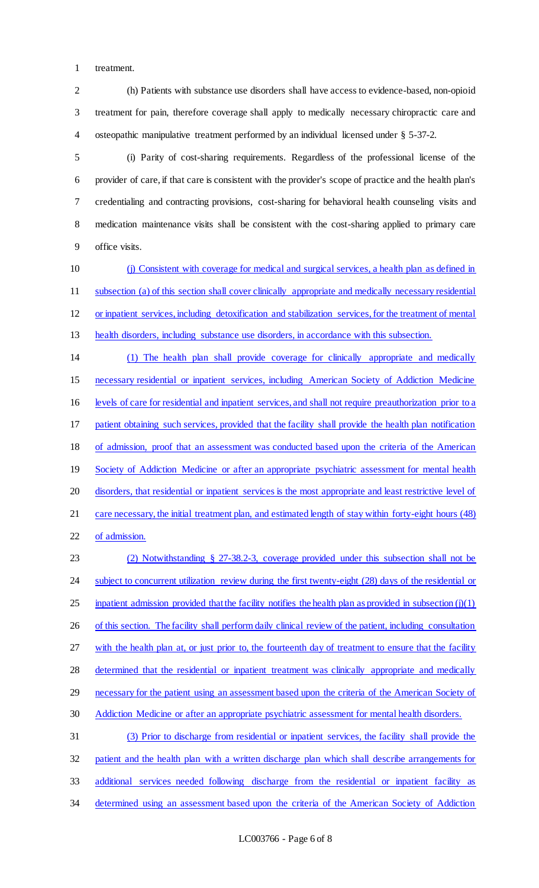treatment.

(h) Patients with substance use disorders shall have access to evidence-based, non-opioid treatment for pain, therefore coverage shall apply to medically necessary chiropractic care and osteopathic manipulative treatment performed by an individual licensed under § 5-37-2.

(i) Parity of cost-sharing requirements. Regardless of the professional license of the provider of care, if that care is consistent with the provider's scope of practice and the health plan's credentialing and contracting provisions, cost-sharing for behavioral health counseling visits and medication maintenance visits shall be consistent with the cost-sharing applied to primary care office visits.

(j) Consistent with coverage for medical and surgical services, a health plan as defined in subsection (a) of this section shall cover clinically appropriate and medically necessary residential or inpatient services, including detoxification and stabilization services, for the treatment of mental health disorders, including substance use disorders, in accordance with this subsection.

(1) The health plan shall provide coverage for clinically appropriate and medically necessary residential or inpatient services, including American Society of Addiction Medicine levels of care for residential and inpatient services, and shall not require preauthorization prior to a patient obtaining such services, provided that the facility shall provide the health plan notification of admission, proof that an assessment was conducted based upon the criteria of the American Society of Addiction Medicine or after an appropriate psychiatric assessment for mental health disorders, that residential or inpatient services is the most appropriate and least restrictive level of care necessary, the initial treatment plan, and estimated length of stay within forty-eight hours (48) of admission.

(2) Notwithstanding § 27-38.2-3, coverage provided under this subsection shall not be subject to concurrent utilization review during the first twenty-eight (28) days of the residential or inpatient admission provided that the facility notifies the health plan as provided in subsection (j)(1) of this section. The facility shall perform daily clinical review of the patient, including consultation with the health plan at, or just prior to, the fourteenth day of treatment to ensure that the facility determined that the residential or inpatient treatment was clinically appropriate and medically necessary for the patient using an assessment based upon the criteria of the American Society of Addiction Medicine or after an appropriate psychiatric assessment for mental health disorders.

(3) Prior to discharge from residential or inpatient services, the facility shall provide the patient and the health plan with a written discharge plan which shall describe arrangements for additional services needed following discharge from the residential or inpatient facility as determined using an assessment based upon the criteria of the American Society of Addiction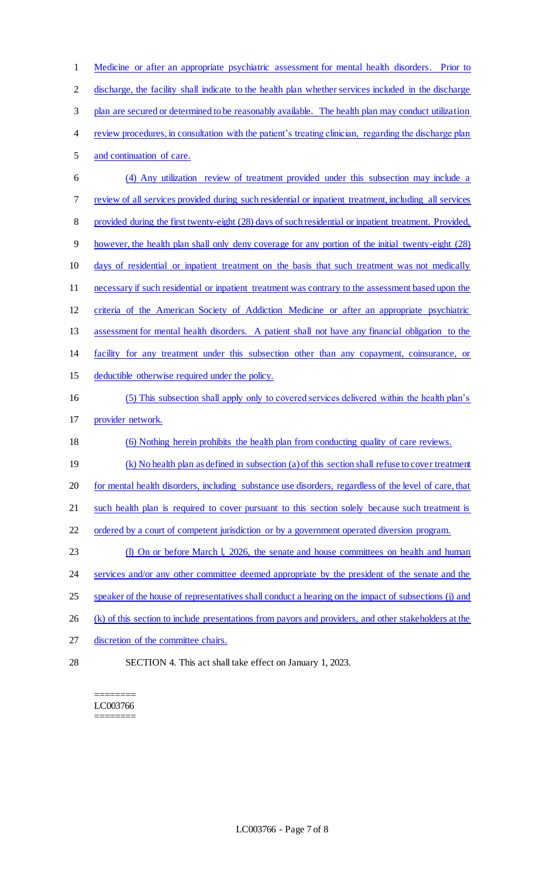Medicine or after an appropriate psychiatric assessment for mental health disorders. Prior to discharge, the facility shall indicate to the health plan whether services included in the discharge plan are secured or determined to be reasonably available. The health plan may conduct utilization review procedures, in consultation with the patient's treating clinician, regarding the discharge plan and continuation of care.

(4) Any utilization review of treatment provided under this subsection may include a review of all services provided during such residential or inpatient treatment, including all services provided during the first twenty-eight (28) days of such residential or inpatient treatment. Provided, however, the health plan shall only deny coverage for any portion of the initial twenty-eight (28) days of residential or inpatient treatment on the basis that such treatment was not medically necessary if such residential or inpatient treatment was contrary to the assessment based upon the criteria of the American Society of Addiction Medicine or after an appropriate psychiatric assessment for mental health disorders. A patient shall not have any financial obligation to the facility for any treatment under this subsection other than any copayment, coinsurance, or deductible otherwise required under the policy.

(5) This subsection shall apply only to covered services delivered within the health plan's provider network.

(6) Nothing herein prohibits the health plan from conducting quality of care reviews.

(k) No health plan as defined in subsection (a) of this section shall refuse to cover treatment for mental health disorders, including substance use disorders, regardless of the level of care, that such health plan is required to cover pursuant to this section solely because such treatment is ordered by a court of competent jurisdiction or by a government operated diversion program.

(l) On or before March 1, 2026, the senate and house committees on health and human services and/or any other committee deemed appropriate by the president of the senate and the speaker of the house of representatives shall conduct a hearing on the impact of subsections (j) and (k) of this section to include presentations from payors and providers, and other stakeholders at the discretion of the committee chairs.

SECTION 4. This act shall take effect on January 1, 2023.

========
LC003766
========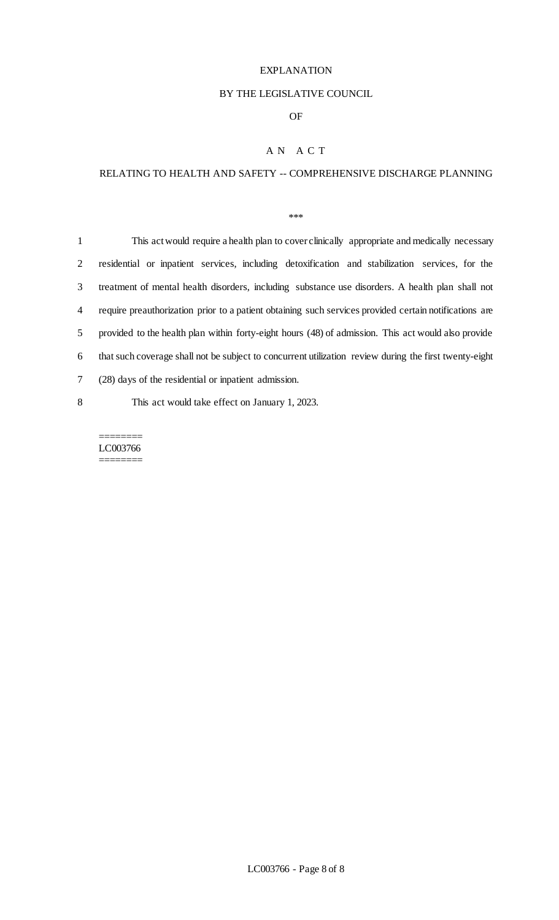EXPLANATION

BY THE LEGISLATIVE COUNCIL

OF

A N A C T

RELATING TO HEALTH AND SAFETY -- COMPREHENSIVE DISCHARGE PLANNING

***

This act would require a health plan to cover clinically appropriate and medically necessary residential or inpatient services, including detoxification and stabilization services, for the treatment of mental health disorders, including substance use disorders. A health plan shall not require preauthorization prior to a patient obtaining such services provided certain notifications are provided to the health plan within forty-eight hours (48) of admission. This act would also provide that such coverage shall not be subject to concurrent utilization review during the first twenty-eight (28) days of the residential or inpatient admission.

This act would take effect on January 1, 2023.

========
LC003766
========